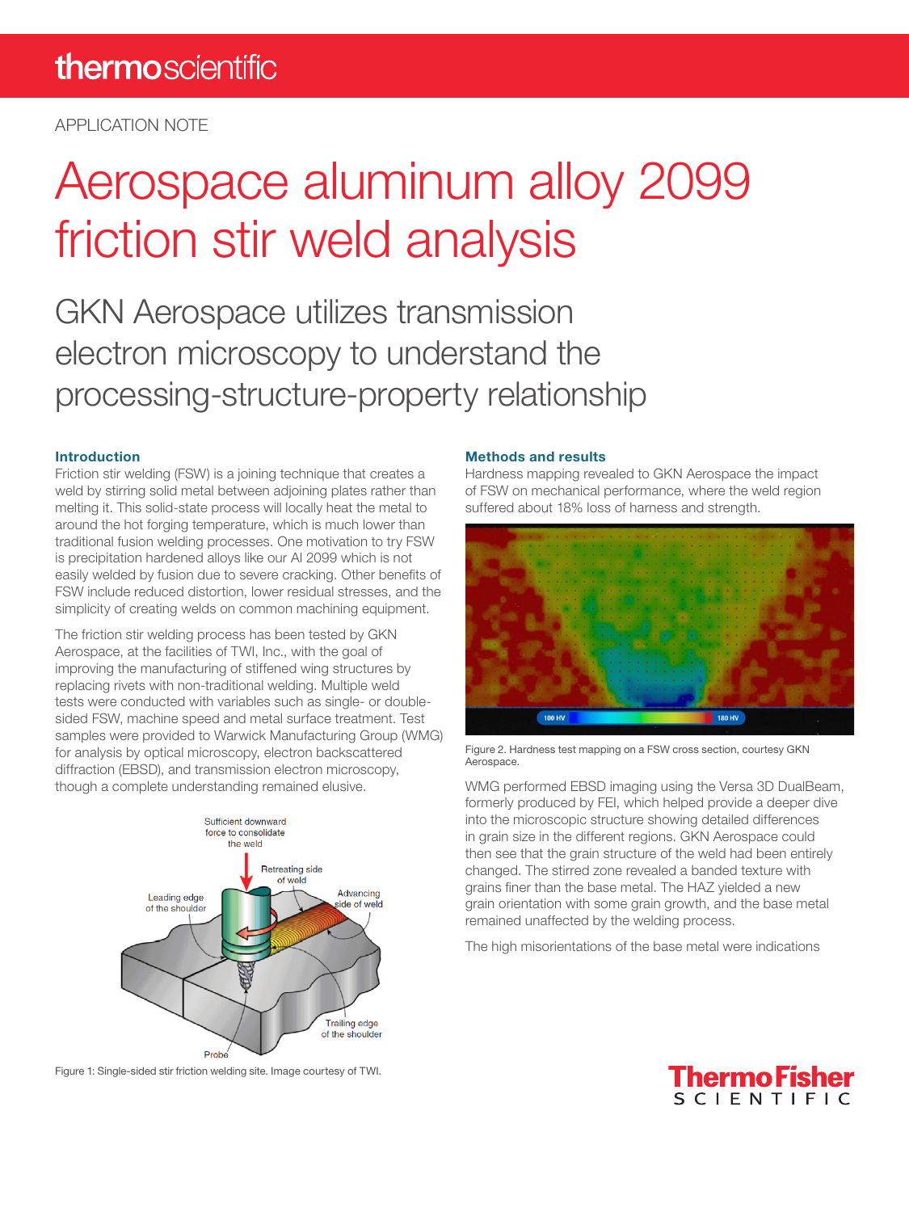APPLICATION NOTE

# Aerospace aluminum alloy 2099 friction stir weld analysis

## GKN Aerospace utilizes transmission electron microscopy to understand the processing-structure-property relationship

### Introduction

Friction stir welding (FSW) is a joining technique that creates a weld by stirring solid metal between adjoining plates rather than melting it. This solid-state process will locally heat the metal to around the hot forging temperature, which is much lower than traditional fusion welding processes. One motivation to try FSW is precipitation hardened alloys like our Al 2099 which is not easily welded by fusion due to severe cracking. Other benefits of FSW include reduced distortion, lower residual stresses, and the simplicity of creating welds on common machining equipment.

The friction stir welding process has been tested by GKN Aerospace, at the facilities of TWI, Inc., with the goal of improving the manufacturing of stiffened wing structures by replacing rivets with non-traditional welding. Multiple weld tests were conducted with variables such as single- or double-sided FSW, machine speed and metal surface treatment. Test samples were provided to Warwick Manufacturing Group (WMG) for analysis by optical microscopy, electron backscattered diffraction (EBSD), and transmission electron microscopy, though a complete understanding remained elusive.

Figure 1: Single-sided stir friction welding site. Image courtesy of TWI.

### Methods and results

Hardness mapping revealed to GKN Aerospace the impact of FSW on mechanical performance, where the weld region suffered about 18% loss of harness and strength.

Figure 2. Hardness test mapping on a FSW cross section, courtesy GKN Aerospace.

WMG performed EBSD imaging using the Versa 3D DualBeam, formerly produced by FEI, which helped provide a deeper dive into the microscopic structure showing detailed differences in grain size in the different regions. GKN Aerospace could then see that the grain structure of the weld had been entirely changed. The stirred zone revealed a banded texture with grains finer than the base metal. The HAZ yielded a new grain orientation with some grain growth, and the base metal remained unaffected by the welding process.

The high misorientations of the base metal were indications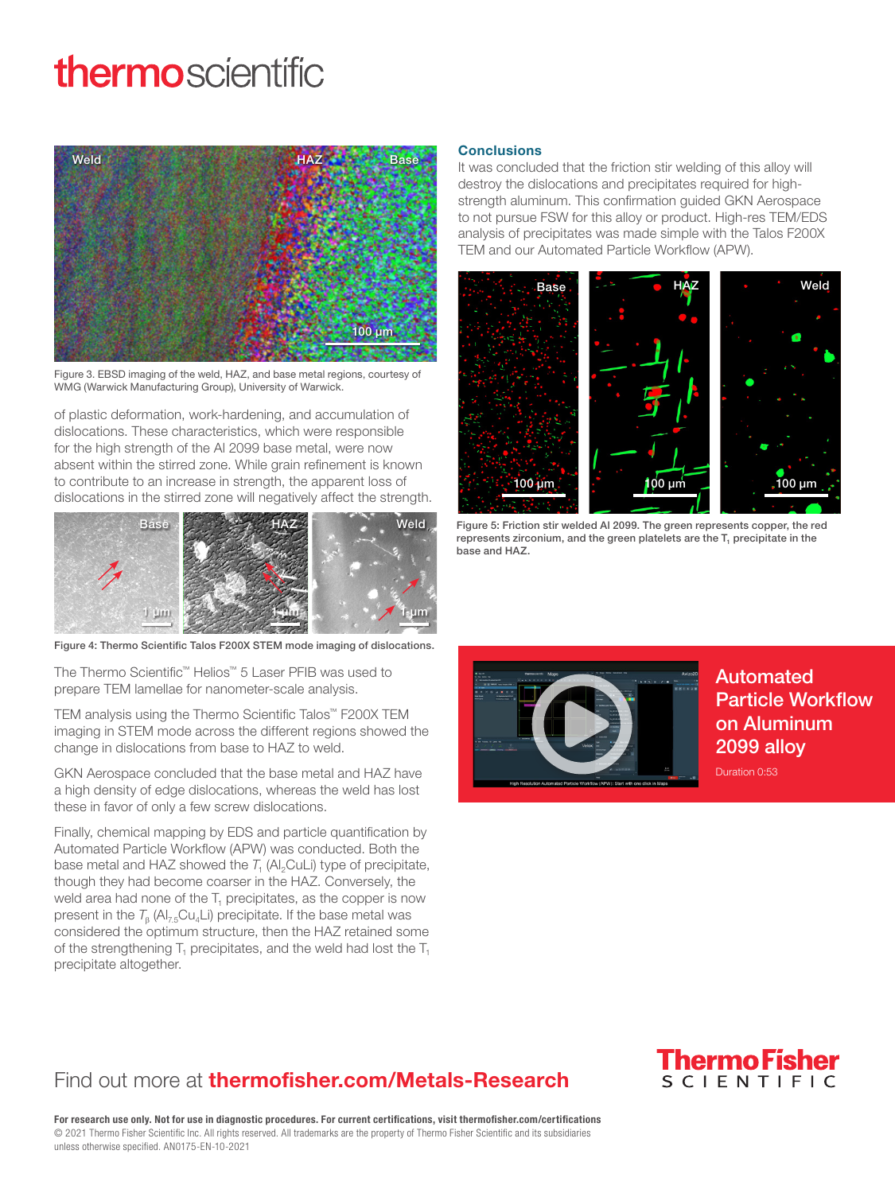Weld
HAZ
Base
100 µm

Figure 3. EBSD imaging of the weld, HAZ, and base metal regions, courtesy of WMG (Warwick Manufacturing Group), University of Warwick.

of plastic deformation, work-hardening, and accumulation of dislocations. These characteristics, which were responsible for the high strength of the Al 2099 base metal, were now absent within the stirred zone. While grain refinement is known to contribute to an increase in strength, the apparent loss of dislocations in the stirred zone will negatively affect the strength.

Base
HAZ
Weld
1 µm
1 µm
1 µm

Figure 4: Thermo Scientific Talos F200X STEM mode imaging of dislocations.

The Thermo Scientific™ Helios™ 5 Laser PFIB was used to prepare TEM lamellae for nanometer-scale analysis.

TEM analysis using the Thermo Scientific Talos™ F200X TEM imaging in STEM mode across the different regions showed the change in dislocations from base to HAZ to weld.

GKN Aerospace concluded that the base metal and HAZ have a high density of edge dislocations, whereas the weld has lost these in favor of only a few screw dislocations.

Finally, chemical mapping by EDS and particle quantification by Automated Particle Workflow (APW) was conducted. Both the base metal and HAZ showed the $T_1$ ($Al_2CuLi$) type of precipitate, though they had become coarser in the HAZ. Conversely, the weld area had none of the $T_1$ precipitates, as the copper is now present in the $T_\beta$ ($Al_{7.5}Cu_4Li$) precipitate. If the base metal was considered the optimum structure, then the HAZ retained some of the strengthening $T_1$ precipitates, and the weld had lost the $T_1$ precipitate altogether.

## Conclusions

It was concluded that the friction stir welding of this alloy will destroy the dislocations and precipitates required for high-strength aluminum. This confirmation guided GKN Aerospace to not pursue FSW for this alloy or product. High-res TEM/EDS analysis of precipitates was made simple with the Talos F200X TEM and our Automated Particle Workflow (APW).

Base
HAZ
Weld
100 µm
100 µm
100 µm

**Figure 5: Friction stir welded Al 2099. The green represents copper, the red represents zirconium, and the green platelets are the $T_1$ precipitate in the base and HAZ.**

Automated Particle Workflow on Aluminum 2099 alloy

Duration 0:53

Find out more at **thermofisher.com/Metals-Research**

**For research use only. Not for use in diagnostic procedures. For current certifications, visit thermofisher.com/certifications**
© 2021 Thermo Fisher Scientific Inc. All rights reserved. All trademarks are the property of Thermo Fisher Scientific and its subsidiaries unless otherwise specified. AN0175-EN-10-2021